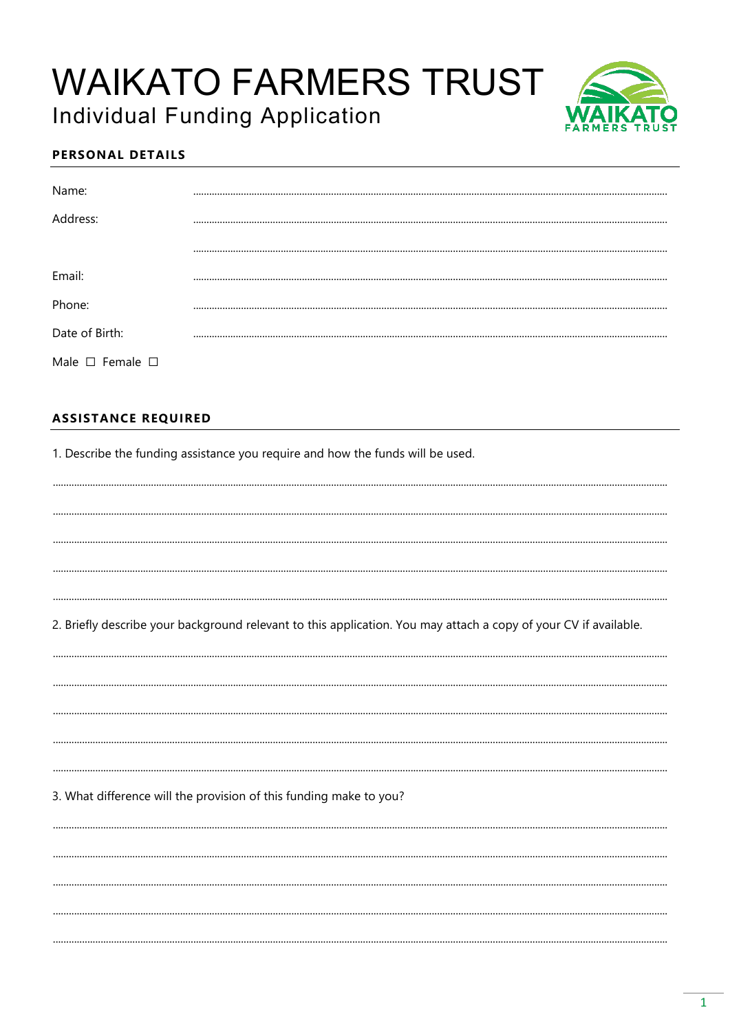# WAIKATO FARMERS TRUST

## Individual Funding Application

### PERSONAL DETAILS

Name: ..........................................................................................................

Address: ..........................................................................................................

..........................................................................................................

Email: ..........................................................................................................

Phone: ..........................................................................................................

Date of Birth: ..........................................................................................................

Male ☐ Female ☐

### ASSISTANCE REQUIRED

1. Describe the funding assistance you require and how the funds will be used.

..........................................................................................................

..........................................................................................................

..........................................................................................................

..........................................................................................................

..........................................................................................................

2. Briefly describe your background relevant to this application. You may attach a copy of your CV if available.

..........................................................................................................

..........................................................................................................

..........................................................................................................

..........................................................................................................

..........................................................................................................

3. What difference will the provision of this funding make to you?

..........................................................................................................

..........................................................................................................

..........................................................................................................

..........................................................................................................

..........................................................................................................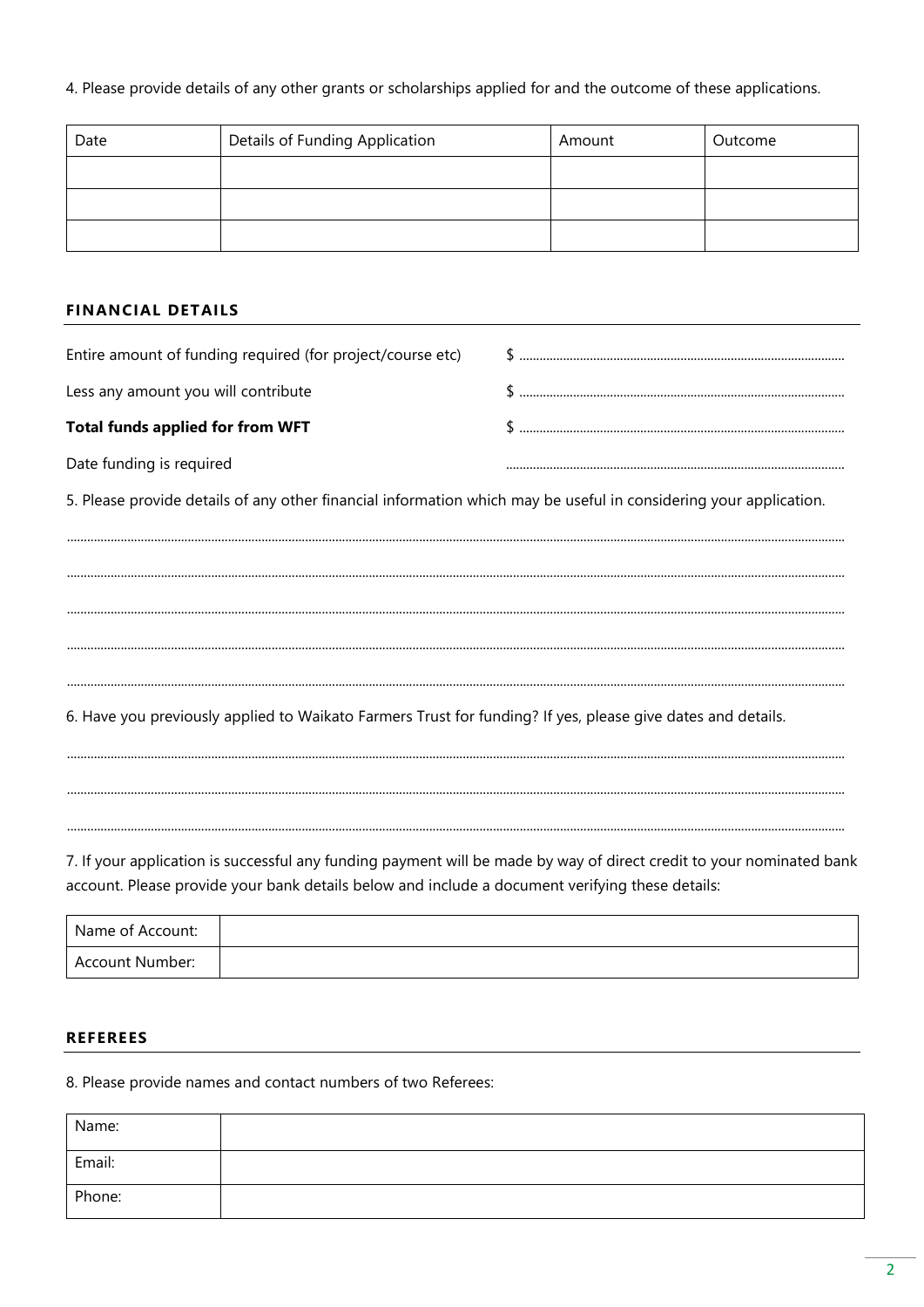4. Please provide details of any other grants or scholarships applied for and the outcome of these applications.

| Date | Details of Funding Application | Amount | Outcome |
|---|---|---|---|
| | | | |
| | | | |
| | | | |

## FINANCIAL DETAILS

Entire amount of funding required (for project/course etc) $ ..............................................................................................

Less any amount you will contribute $ ..............................................................................................

**Total funds applied for from WFT** $ ..............................................................................................

Date funding is required ..............................................................................................

5. Please provide details of any other financial information which may be useful in considering your application.

..............................................................................................................................................................................................................

..............................................................................................................................................................................................................

..............................................................................................................................................................................................................

..............................................................................................................................................................................................................

..............................................................................................................................................................................................................

6. Have you previously applied to Waikato Farmers Trust for funding? If yes, please give dates and details.

..............................................................................................................................................................................................................

..............................................................................................................................................................................................................

..............................................................................................................................................................................................................

7. If your application is successful any funding payment will be made by way of direct credit to your nominated bank account. Please provide your bank details below and include a document verifying these details:

| Name of Account: | |
|---|---|
| Account Number: | |

## REFEREES

8. Please provide names and contact numbers of two Referees:

| Name: | |
|---|---|
| Email: | |
| Phone: | |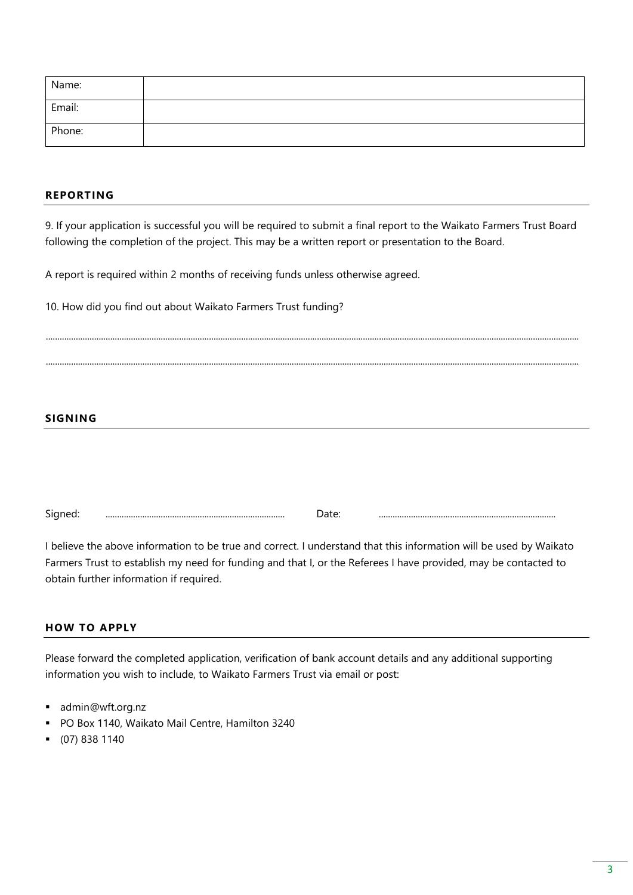| | |
|---|---|
| Name: | |
| Email: | |
| Phone: | |

## REPORTING

9. If your application is successful you will be required to submit a final report to the Waikato Farmers Trust Board following the completion of the project. This may be a written report or presentation to the Board.

A report is required within 2 months of receiving funds unless otherwise agreed.

10. How did you find out about Waikato Farmers Trust funding?

..........................................................................................................................................................................................................

..........................................................................................................................................................................................................

## SIGNING

Signed: .............................................................................. Date: ..............................................................................

I believe the above information to be true and correct. I understand that this information will be used by Waikato Farmers Trust to establish my need for funding and that I, or the Referees I have provided, may be contacted to obtain further information if required.

## HOW TO APPLY

Please forward the completed application, verification of bank account details and any additional supporting information you wish to include, to Waikato Farmers Trust via email or post:

- admin@wft.org.nz
- PO Box 1140, Waikato Mail Centre, Hamilton 3240
- (07) 838 1140